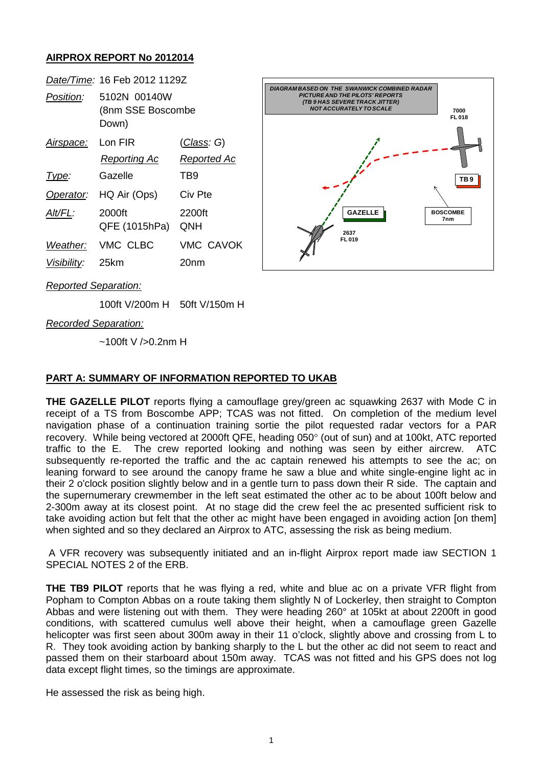## AIRPROX REPORT No 2012014

| | | |
|---|---|---|
| *Date/Time:* | 16 Feb 2012 1129Z | |
| *Position:* | 5102N 00140W (8nm SSE Boscombe Down) | |
| *Airspace:* | Lon FIR | (*Class*: G) |
| | *Reporting Ac* | *Reported Ac* |
| *Type:* | Gazelle | TB9 |
| *Operator:* | HQ Air (Ops) | Civ Pte |
| *Alt/FL:* | 2000ft QFE (1015hPa) | 2200ft QNH |
| *Weather:* | VMC CLBC | VMC CAVOK |
| *Visibility:* | 25km | 20nm |

*Reported Separation:*

100ft V/200m H 50ft V/150m H

*Recorded Separation:*

~100ft V />0.2nm H

DIAGRAM BASED ON THE SWANWICK COMBINED RADAR PICTURE AND THE PILOTS' REPORTS (TB 9 HAS SEVERE TRACK JITTER) NOT ACCURATELY TO SCALE

7000 FL 018 — TB 9 — BOSCOMBE 7nm — GAZELLE 2637 FL 019

## PART A: SUMMARY OF INFORMATION REPORTED TO UKAB

**THE GAZELLE PILOT** reports flying a camouflage grey/green ac squawking 2637 with Mode C in receipt of a TS from Boscombe APP; TCAS was not fitted. On completion of the medium level navigation phase of a continuation training sortie the pilot requested radar vectors for a PAR recovery. While being vectored at 2000ft QFE, heading 050° (out of sun) and at 100kt, ATC reported traffic to the E. The crew reported looking and nothing was seen by either aircrew. ATC subsequently re-reported the traffic and the ac captain renewed his attempts to see the ac; on leaning forward to see around the canopy frame he saw a blue and white single-engine light ac in their 2 o'clock position slightly below and in a gentle turn to pass down their R side. The captain and the supernumerary crewmember in the left seat estimated the other ac to be about 100ft below and 2-300m away at its closest point. At no stage did the crew feel the ac presented sufficient risk to take avoiding action but felt that the other ac might have been engaged in avoiding action [on them] when sighted and so they declared an Airprox to ATC, assessing the risk as being medium.

A VFR recovery was subsequently initiated and an in-flight Airprox report made iaw SECTION 1 SPECIAL NOTES 2 of the ERB.

**THE TB9 PILOT** reports that he was flying a red, white and blue ac on a private VFR flight from Popham to Compton Abbas on a route taking them slightly N of Lockerley, then straight to Compton Abbas and were listening out with them. They were heading 260° at 105kt at about 2200ft in good conditions, with scattered cumulus well above their height, when a camouflage green Gazelle helicopter was first seen about 300m away in their 11 o'clock, slightly above and crossing from L to R. They took avoiding action by banking sharply to the L but the other ac did not seem to react and passed them on their starboard about 150m away. TCAS was not fitted and his GPS does not log data except flight times, so the timings are approximate.

He assessed the risk as being high.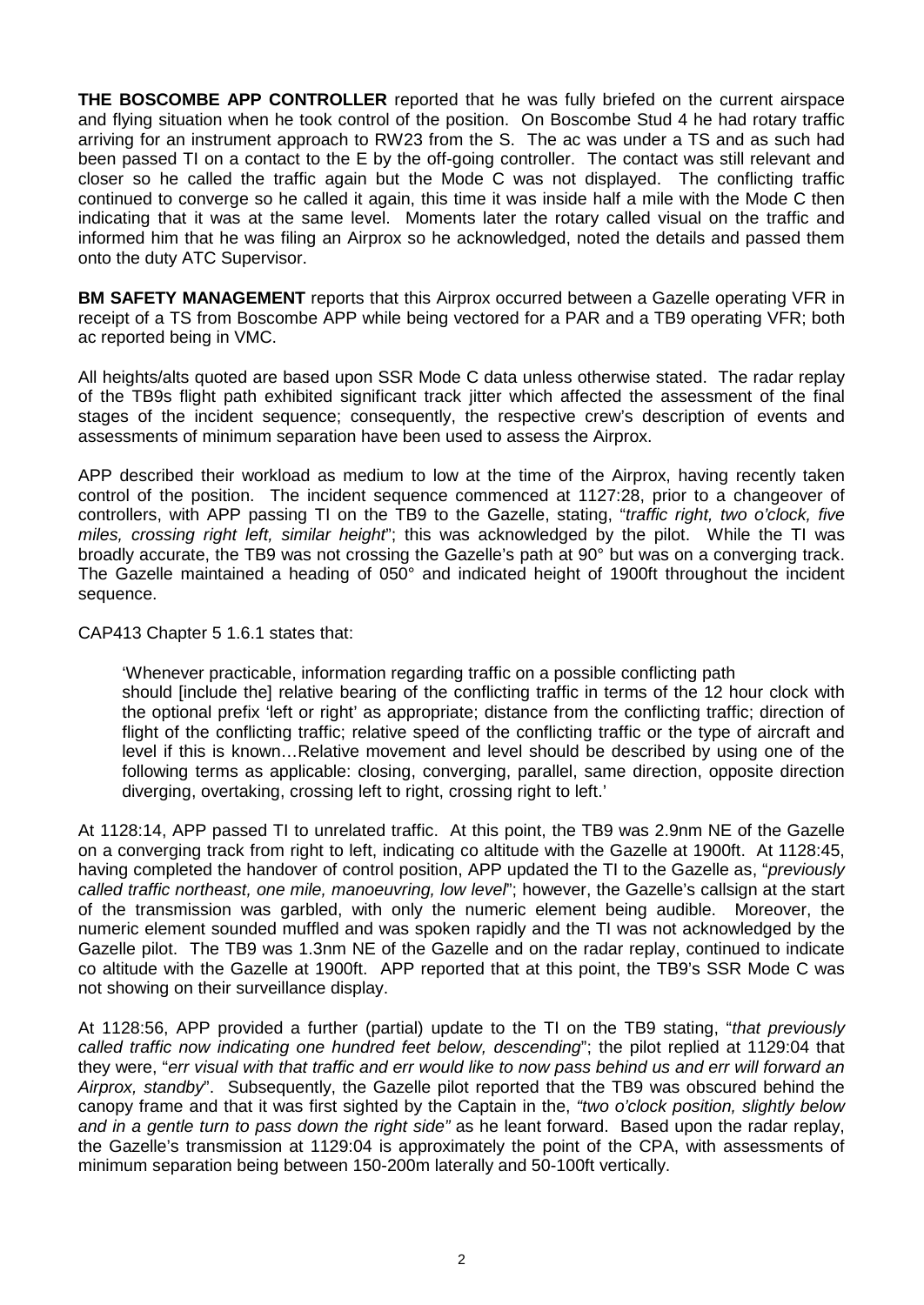**THE BOSCOMBE APP CONTROLLER** reported that he was fully briefed on the current airspace and flying situation when he took control of the position. On Boscombe Stud 4 he had rotary traffic arriving for an instrument approach to RW23 from the S. The ac was under a TS and as such had been passed TI on a contact to the E by the off-going controller. The contact was still relevant and closer so he called the traffic again but the Mode C was not displayed. The conflicting traffic continued to converge so he called it again, this time it was inside half a mile with the Mode C then indicating that it was at the same level. Moments later the rotary called visual on the traffic and informed him that he was filing an Airprox so he acknowledged, noted the details and passed them onto the duty ATC Supervisor.

**BM SAFETY MANAGEMENT** reports that this Airprox occurred between a Gazelle operating VFR in receipt of a TS from Boscombe APP while being vectored for a PAR and a TB9 operating VFR; both ac reported being in VMC.

All heights/alts quoted are based upon SSR Mode C data unless otherwise stated. The radar replay of the TB9s flight path exhibited significant track jitter which affected the assessment of the final stages of the incident sequence; consequently, the respective crew's description of events and assessments of minimum separation have been used to assess the Airprox.

APP described their workload as medium to low at the time of the Airprox, having recently taken control of the position. The incident sequence commenced at 1127:28, prior to a changeover of controllers, with APP passing TI on the TB9 to the Gazelle, stating, "*traffic right, two o'clock, five miles, crossing right left, similar height*"; this was acknowledged by the pilot. While the TI was broadly accurate, the TB9 was not crossing the Gazelle's path at 90° but was on a converging track. The Gazelle maintained a heading of 050° and indicated height of 1900ft throughout the incident sequence.

CAP413 Chapter 5 1.6.1 states that:

> 'Whenever practicable, information regarding traffic on a possible conflicting path should [include the] relative bearing of the conflicting traffic in terms of the 12 hour clock with the optional prefix 'left or right' as appropriate; distance from the conflicting traffic; direction of flight of the conflicting traffic; relative speed of the conflicting traffic or the type of aircraft and level if this is known…Relative movement and level should be described by using one of the following terms as applicable: closing, converging, parallel, same direction, opposite direction diverging, overtaking, crossing left to right, crossing right to left.'

At 1128:14, APP passed TI to unrelated traffic. At this point, the TB9 was 2.9nm NE of the Gazelle on a converging track from right to left, indicating co altitude with the Gazelle at 1900ft. At 1128:45, having completed the handover of control position, APP updated the TI to the Gazelle as, "*previously called traffic northeast, one mile, manoeuvring, low level*"; however, the Gazelle's callsign at the start of the transmission was garbled, with only the numeric element being audible. Moreover, the numeric element sounded muffled and was spoken rapidly and the TI was not acknowledged by the Gazelle pilot. The TB9 was 1.3nm NE of the Gazelle and on the radar replay, continued to indicate co altitude with the Gazelle at 1900ft. APP reported that at this point, the TB9's SSR Mode C was not showing on their surveillance display.

At 1128:56, APP provided a further (partial) update to the TI on the TB9 stating, "*that previously called traffic now indicating one hundred feet below, descending*"; the pilot replied at 1129:04 that they were, "*err visual with that traffic and err would like to now pass behind us and err will forward an Airprox, standby*". Subsequently, the Gazelle pilot reported that the TB9 was obscured behind the canopy frame and that it was first sighted by the Captain in the, *"two o'clock position, slightly below and in a gentle turn to pass down the right side"* as he leant forward. Based upon the radar replay, the Gazelle's transmission at 1129:04 is approximately the point of the CPA, with assessments of minimum separation being between 150-200m laterally and 50-100ft vertically.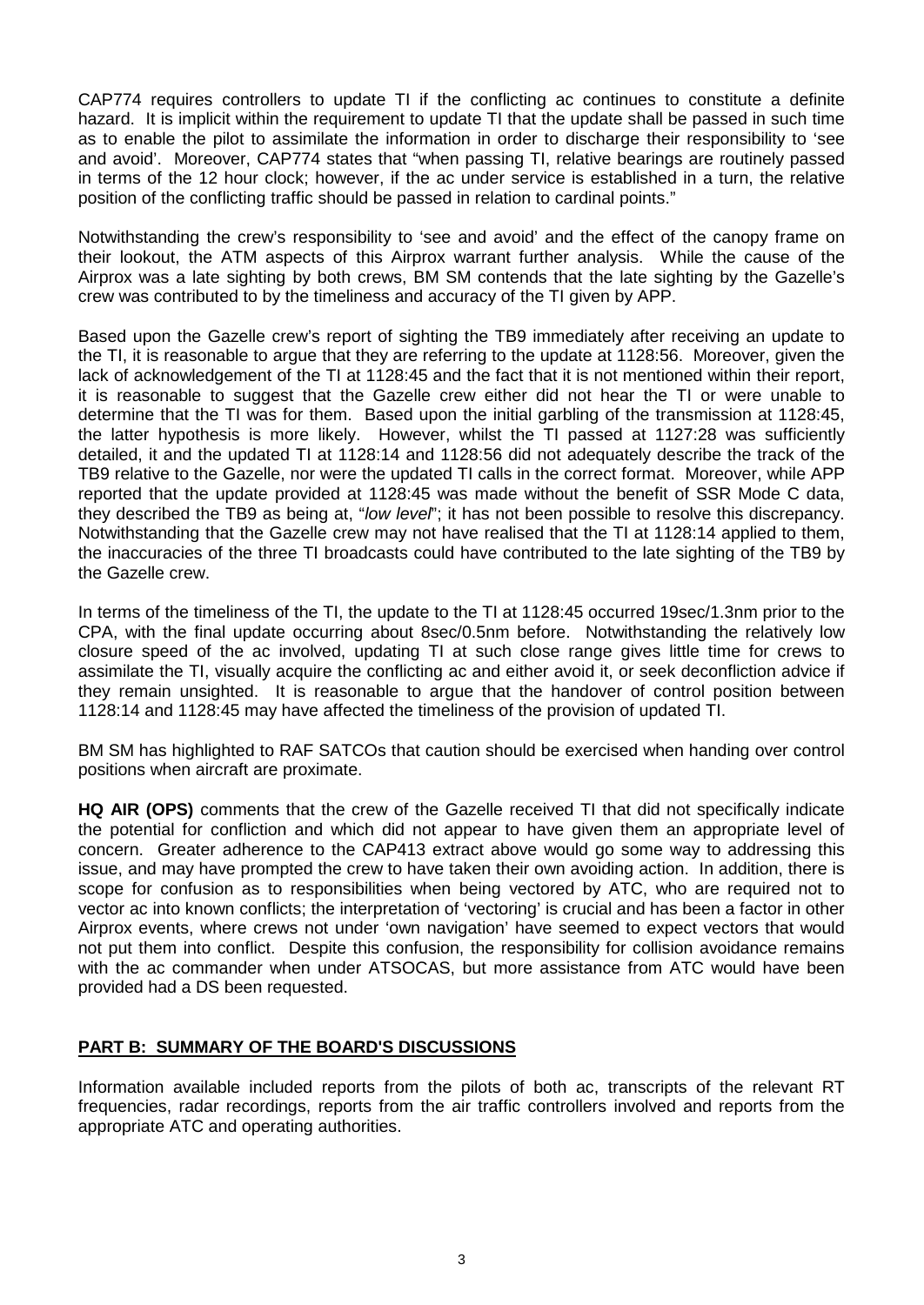CAP774 requires controllers to update TI if the conflicting ac continues to constitute a definite hazard. It is implicit within the requirement to update TI that the update shall be passed in such time as to enable the pilot to assimilate the information in order to discharge their responsibility to 'see and avoid'. Moreover, CAP774 states that "when passing TI, relative bearings are routinely passed in terms of the 12 hour clock; however, if the ac under service is established in a turn, the relative position of the conflicting traffic should be passed in relation to cardinal points."

Notwithstanding the crew's responsibility to 'see and avoid' and the effect of the canopy frame on their lookout, the ATM aspects of this Airprox warrant further analysis. While the cause of the Airprox was a late sighting by both crews, BM SM contends that the late sighting by the Gazelle's crew was contributed to by the timeliness and accuracy of the TI given by APP.

Based upon the Gazelle crew's report of sighting the TB9 immediately after receiving an update to the TI, it is reasonable to argue that they are referring to the update at 1128:56. Moreover, given the lack of acknowledgement of the TI at 1128:45 and the fact that it is not mentioned within their report, it is reasonable to suggest that the Gazelle crew either did not hear the TI or were unable to determine that the TI was for them. Based upon the initial garbling of the transmission at 1128:45, the latter hypothesis is more likely. However, whilst the TI passed at 1127:28 was sufficiently detailed, it and the updated TI at 1128:14 and 1128:56 did not adequately describe the track of the TB9 relative to the Gazelle, nor were the updated TI calls in the correct format. Moreover, while APP reported that the update provided at 1128:45 was made without the benefit of SSR Mode C data, they described the TB9 as being at, "*low level*"; it has not been possible to resolve this discrepancy. Notwithstanding that the Gazelle crew may not have realised that the TI at 1128:14 applied to them, the inaccuracies of the three TI broadcasts could have contributed to the late sighting of the TB9 by the Gazelle crew.

In terms of the timeliness of the TI, the update to the TI at 1128:45 occurred 19sec/1.3nm prior to the CPA, with the final update occurring about 8sec/0.5nm before. Notwithstanding the relatively low closure speed of the ac involved, updating TI at such close range gives little time for crews to assimilate the TI, visually acquire the conflicting ac and either avoid it, or seek deconfliction advice if they remain unsighted. It is reasonable to argue that the handover of control position between 1128:14 and 1128:45 may have affected the timeliness of the provision of updated TI.

BM SM has highlighted to RAF SATCOs that caution should be exercised when handing over control positions when aircraft are proximate.

**HQ AIR (OPS)** comments that the crew of the Gazelle received TI that did not specifically indicate the potential for confliction and which did not appear to have given them an appropriate level of concern. Greater adherence to the CAP413 extract above would go some way to addressing this issue, and may have prompted the crew to have taken their own avoiding action. In addition, there is scope for confusion as to responsibilities when being vectored by ATC, who are required not to vector ac into known conflicts; the interpretation of 'vectoring' is crucial and has been a factor in other Airprox events, where crews not under 'own navigation' have seemed to expect vectors that would not put them into conflict. Despite this confusion, the responsibility for collision avoidance remains with the ac commander when under ATSOCAS, but more assistance from ATC would have been provided had a DS been requested.

## PART B: SUMMARY OF THE BOARD'S DISCUSSIONS

Information available included reports from the pilots of both ac, transcripts of the relevant RT frequencies, radar recordings, reports from the air traffic controllers involved and reports from the appropriate ATC and operating authorities.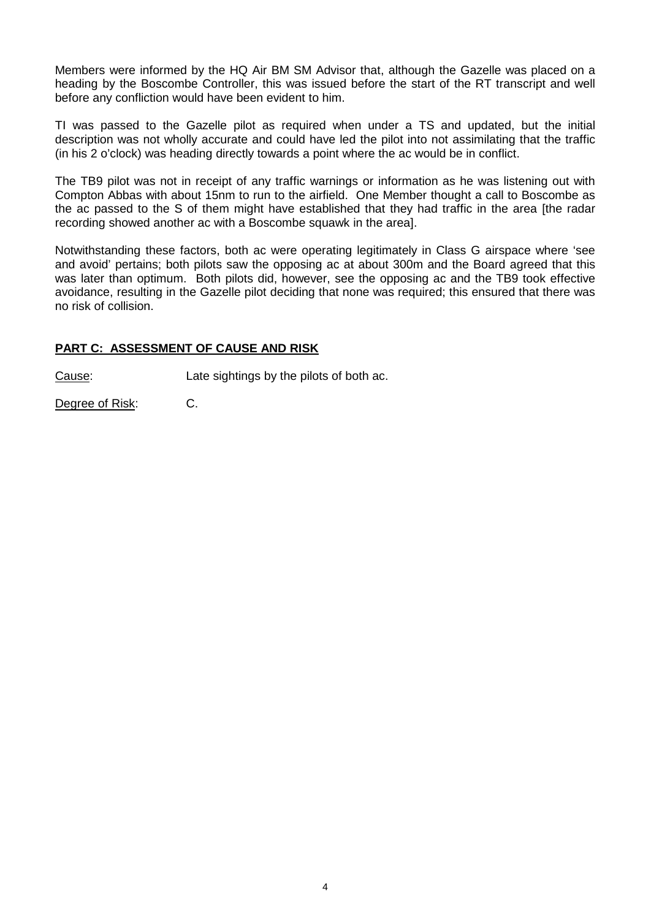Members were informed by the HQ Air BM SM Advisor that, although the Gazelle was placed on a heading by the Boscombe Controller, this was issued before the start of the RT transcript and well before any confliction would have been evident to him.

TI was passed to the Gazelle pilot as required when under a TS and updated, but the initial description was not wholly accurate and could have led the pilot into not assimilating that the traffic (in his 2 o'clock) was heading directly towards a point where the ac would be in conflict.

The TB9 pilot was not in receipt of any traffic warnings or information as he was listening out with Compton Abbas with about 15nm to run to the airfield. One Member thought a call to Boscombe as the ac passed to the S of them might have established that they had traffic in the area [the radar recording showed another ac with a Boscombe squawk in the area].

Notwithstanding these factors, both ac were operating legitimately in Class G airspace where 'see and avoid' pertains; both pilots saw the opposing ac at about 300m and the Board agreed that this was later than optimum. Both pilots did, however, see the opposing ac and the TB9 took effective avoidance, resulting in the Gazelle pilot deciding that none was required; this ensured that there was no risk of collision.

## PART C: ASSESSMENT OF CAUSE AND RISK

Cause: Late sightings by the pilots of both ac.

Degree of Risk: C.